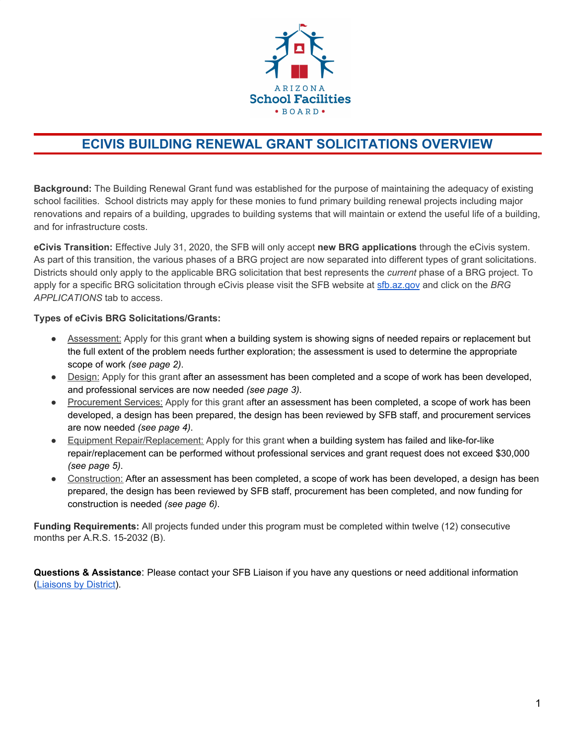ARIZONA School Facilities BOARD

# ECIVIS BUILDING RENEWAL GRANT SOLICITATIONS OVERVIEW

**Background:** The Building Renewal Grant fund was established for the purpose of maintaining the adequacy of existing school facilities. School districts may apply for these monies to fund primary building renewal projects including major renovations and repairs of a building, upgrades to building systems that will maintain or extend the useful life of a building, and for infrastructure costs.

**eCivis Transition:** Effective July 31, 2020, the SFB will only accept **new BRG applications** through the eCivis system. As part of this transition, the various phases of a BRG project are now separated into different types of grant solicitations. Districts should only apply to the applicable BRG solicitation that best represents the *current* phase of a BRG project. To apply for a specific BRG solicitation through eCivis please visit the SFB website at sfb.az.gov and click on the *BRG APPLICATIONS* tab to access.

**Types of eCivis BRG Solicitations/Grants:**

- Assessment: Apply for this grant when a building system is showing signs of needed repairs or replacement but the full extent of the problem needs further exploration; the assessment is used to determine the appropriate scope of work *(see page 2)*.
- Design: Apply for this grant after an assessment has been completed and a scope of work has been developed, and professional services are now needed *(see page 3)*.
- Procurement Services: Apply for this grant after an assessment has been completed, a scope of work has been developed, a design has been prepared, the design has been reviewed by SFB staff, and procurement services are now needed *(see page 4)*.
- Equipment Repair/Replacement: Apply for this grant when a building system has failed and like-for-like repair/replacement can be performed without professional services and grant request does not exceed $30,000 *(see page 5)*.
- Construction: After an assessment has been completed, a scope of work has been developed, a design has been prepared, the design has been reviewed by SFB staff, procurement has been completed, and now funding for construction is needed *(see page 6)*.

**Funding Requirements:** All projects funded under this program must be completed within twelve (12) consecutive months per A.R.S. 15-2032 (B).

**Questions & Assistance**: Please contact your SFB Liaison if you have any questions or need additional information (Liaisons by District).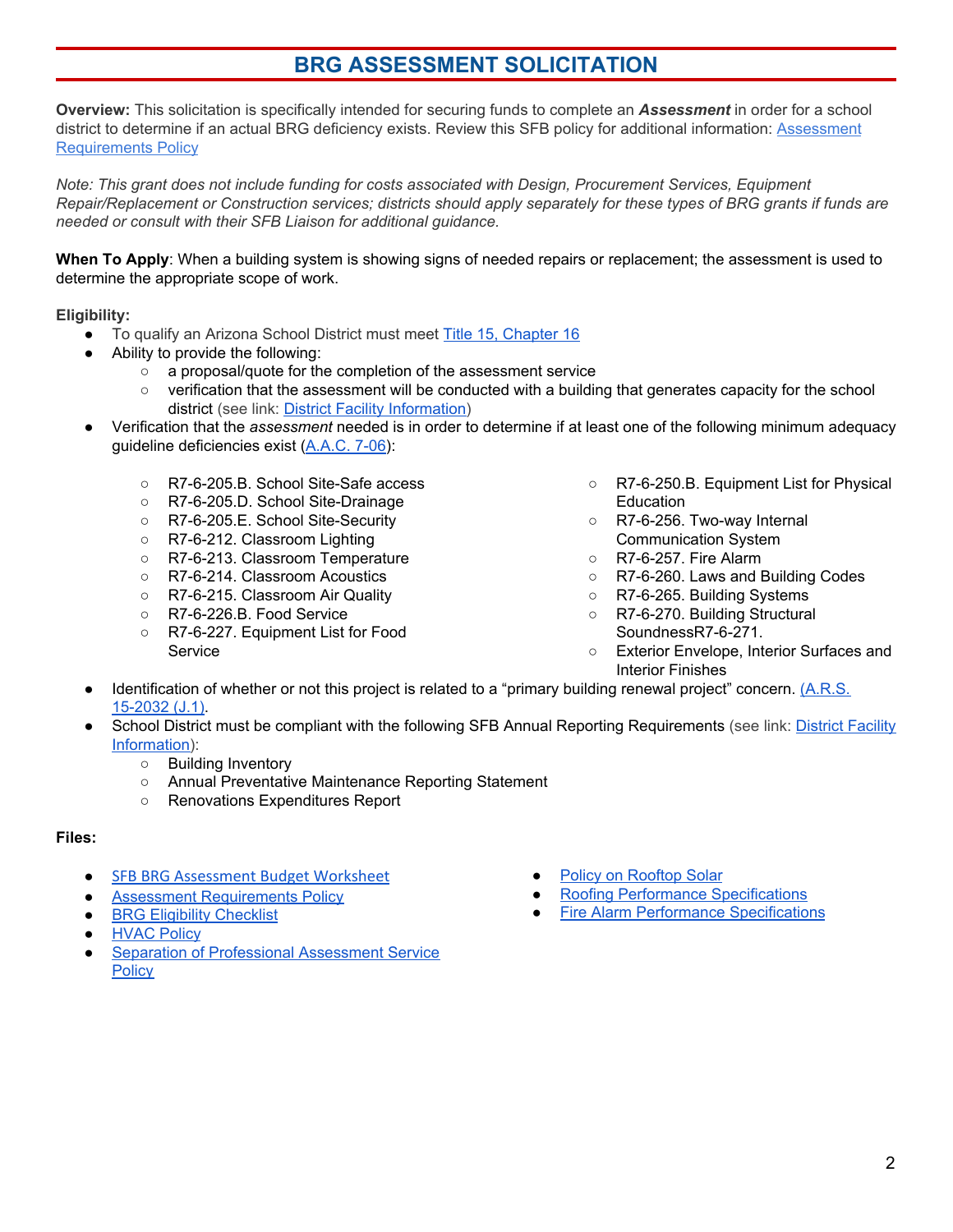# BRG ASSESSMENT SOLICITATION

**Overview:** This solicitation is specifically intended for securing funds to complete an ***Assessment*** in order for a school district to determine if an actual BRG deficiency exists. Review this SFB policy for additional information: [Assessment Requirements Policy]

*Note: This grant does not include funding for costs associated with Design, Procurement Services, Equipment Repair/Replacement or Construction services; districts should apply separately for these types of BRG grants if funds are needed or consult with their SFB Liaison for additional guidance.*

**When To Apply**: When a building system is showing signs of needed repairs or replacement; the assessment is used to determine the appropriate scope of work.

**Eligibility:**

- To qualify an Arizona School District must meet [Title 15, Chapter 16]
- Ability to provide the following:
  - a proposal/quote for the completion of the assessment service
  - verification that the assessment will be conducted with a building that generates capacity for the school district (see link: [District Facility Information])
- Verification that the *assessment* needed is in order to determine if at least one of the following minimum adequacy guideline deficiencies exist ([A.A.C. 7-06]):
  - R7-6-205.B. School Site-Safe access
  - R7-6-205.D. School Site-Drainage
  - R7-6-205.E. School Site-Security
  - R7-6-212. Classroom Lighting
  - R7-6-213. Classroom Temperature
  - R7-6-214. Classroom Acoustics
  - R7-6-215. Classroom Air Quality
  - R7-6-226.B. Food Service
  - R7-6-227. Equipment List for Food Service
  - R7-6-250.B. Equipment List for Physical Education
  - R7-6-256. Two-way Internal Communication System
  - R7-6-257. Fire Alarm
  - R7-6-260. Laws and Building Codes
  - R7-6-265. Building Systems
  - R7-6-270. Building Structural SoundnessR7-6-271.
  - Exterior Envelope, Interior Surfaces and Interior Finishes
- Identification of whether or not this project is related to a "primary building renewal project" concern. [(A.R.S. 15-2032 (J.1)].
- School District must be compliant with the following SFB Annual Reporting Requirements (see link: [District Facility Information]):
  - Building Inventory
  - Annual Preventative Maintenance Reporting Statement
  - Renovations Expenditures Report

**Files:**

- [SFB BRG Assessment Budget Worksheet]
- [Assessment Requirements Policy]
- [BRG Eligibility Checklist]
- [HVAC Policy]
- [Separation of Professional Assessment Service Policy]
- [Policy on Rooftop Solar]
- [Roofing Performance Specifications]
- [Fire Alarm Performance Specifications]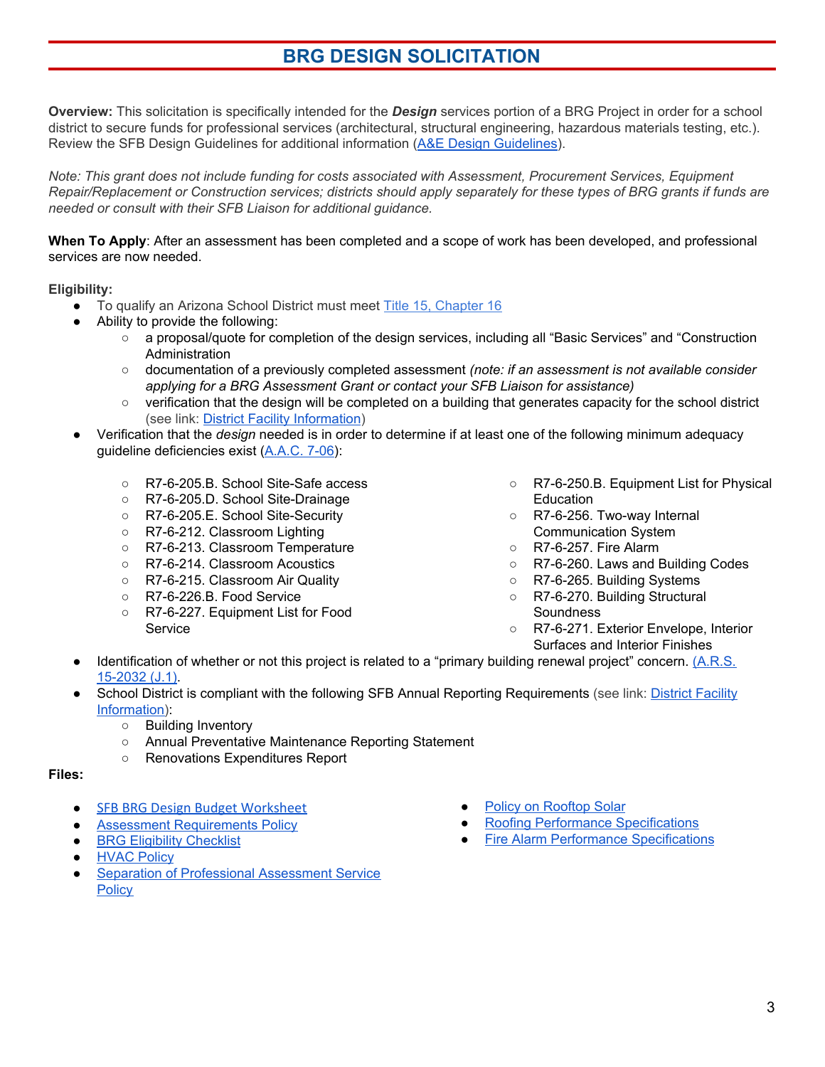# BRG DESIGN SOLICITATION

**Overview:** This solicitation is specifically intended for the ***Design*** services portion of a BRG Project in order for a school district to secure funds for professional services (architectural, structural engineering, hazardous materials testing, etc.). Review the SFB Design Guidelines for additional information (A&E Design Guidelines).

*Note: This grant does not include funding for costs associated with Assessment, Procurement Services, Equipment Repair/Replacement or Construction services; districts should apply separately for these types of BRG grants if funds are needed or consult with their SFB Liaison for additional guidance.*

**When To Apply**: After an assessment has been completed and a scope of work has been developed, and professional services are now needed.

**Eligibility:**

- To qualify an Arizona School District must meet Title 15, Chapter 16
- Ability to provide the following:
    - a proposal/quote for completion of the design services, including all "Basic Services" and "Construction Administration
    - documentation of a previously completed assessment *(note: if an assessment is not available consider applying for a BRG Assessment Grant or contact your SFB Liaison for assistance)*
    - verification that the design will be completed on a building that generates capacity for the school district (see link: District Facility Information)
- Verification that the *design* needed is in order to determine if at least one of the following minimum adequacy guideline deficiencies exist (A.A.C. 7-06):
    - R7-6-205.B. School Site-Safe access
    - R7-6-205.D. School Site-Drainage
    - R7-6-205.E. School Site-Security
    - R7-6-212. Classroom Lighting
    - R7-6-213. Classroom Temperature
    - R7-6-214. Classroom Acoustics
    - R7-6-215. Classroom Air Quality
    - R7-6-226.B. Food Service
    - R7-6-227. Equipment List for Food Service
    - R7-6-250.B. Equipment List for Physical Education
    - R7-6-256. Two-way Internal Communication System
    - R7-6-257. Fire Alarm
    - R7-6-260. Laws and Building Codes
    - R7-6-265. Building Systems
    - R7-6-270. Building Structural Soundness
    - R7-6-271. Exterior Envelope, Interior Surfaces and Interior Finishes
- Identification of whether or not this project is related to a "primary building renewal project" concern. (A.R.S. 15-2032 (J.1).
- School District is compliant with the following SFB Annual Reporting Requirements (see link: District Facility Information):
    - Building Inventory
    - Annual Preventative Maintenance Reporting Statement
    - Renovations Expenditures Report

**Files:**

- SFB BRG Design Budget Worksheet
- Assessment Requirements Policy
- BRG Eligibility Checklist
- HVAC Policy
- Separation of Professional Assessment Service Policy
- Policy on Rooftop Solar
- Roofing Performance Specifications
- Fire Alarm Performance Specifications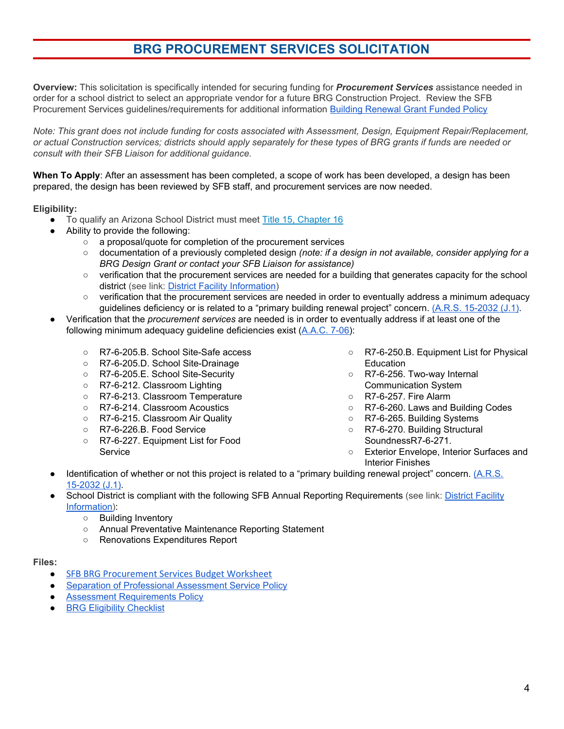# BRG PROCUREMENT SERVICES SOLICITATION

**Overview:** This solicitation is specifically intended for securing funding for ***Procurement Services*** assistance needed in order for a school district to select an appropriate vendor for a future BRG Construction Project. Review the SFB Procurement Services guidelines/requirements for additional information [Building Renewal Grant Funded Policy]

*Note: This grant does not include funding for costs associated with Assessment, Design, Equipment Repair/Replacement, or actual Construction services; districts should apply separately for these types of BRG grants if funds are needed or consult with their SFB Liaison for additional guidance.*

**When To Apply**: After an assessment has been completed, a scope of work has been developed, a design has been prepared, the design has been reviewed by SFB staff, and procurement services are now needed.

**Eligibility:**

- To qualify an Arizona School District must meet [Title 15, Chapter 16]
- Ability to provide the following:
  - a proposal/quote for completion of the procurement services
  - documentation of a previously completed design *(note: if a design in not available, consider applying for a BRG Design Grant or contact your SFB Liaison for assistance)*
  - verification that the procurement services are needed for a building that generates capacity for the school district (see link: [District Facility Information])
  - verification that the procurement services are needed in order to eventually address a minimum adequacy guidelines deficiency or is related to a "primary building renewal project" concern. [(A.R.S. 15-2032 (J.1)].
- Verification that the *procurement services* are needed is in order to eventually address if at least one of the following minimum adequacy guideline deficiencies exist ([A.A.C. 7-06]):
  - R7-6-205.B. School Site-Safe access
  - R7-6-205.D. School Site-Drainage
  - R7-6-205.E. School Site-Security
  - R7-6-212. Classroom Lighting
  - R7-6-213. Classroom Temperature
  - R7-6-214. Classroom Acoustics
  - R7-6-215. Classroom Air Quality
  - R7-6-226.B. Food Service
  - R7-6-227. Equipment List for Food Service
  - R7-6-250.B. Equipment List for Physical Education
  - R7-6-256. Two-way Internal Communication System
  - R7-6-257. Fire Alarm
  - R7-6-260. Laws and Building Codes
  - R7-6-265. Building Systems
  - R7-6-270. Building Structural SoundnessR7-6-271.
  - Exterior Envelope, Interior Surfaces and Interior Finishes
- Identification of whether or not this project is related to a "primary building renewal project" concern. [(A.R.S. 15-2032 (J.1)].
- School District is compliant with the following SFB Annual Reporting Requirements (see link: [District Facility Information]):
  - Building Inventory
  - Annual Preventative Maintenance Reporting Statement
  - Renovations Expenditures Report

**Files:**

- [SFB BRG Procurement Services Budget Worksheet]
- [Separation of Professional Assessment Service Policy]
- [Assessment Requirements Policy]
- [BRG Eligibility Checklist]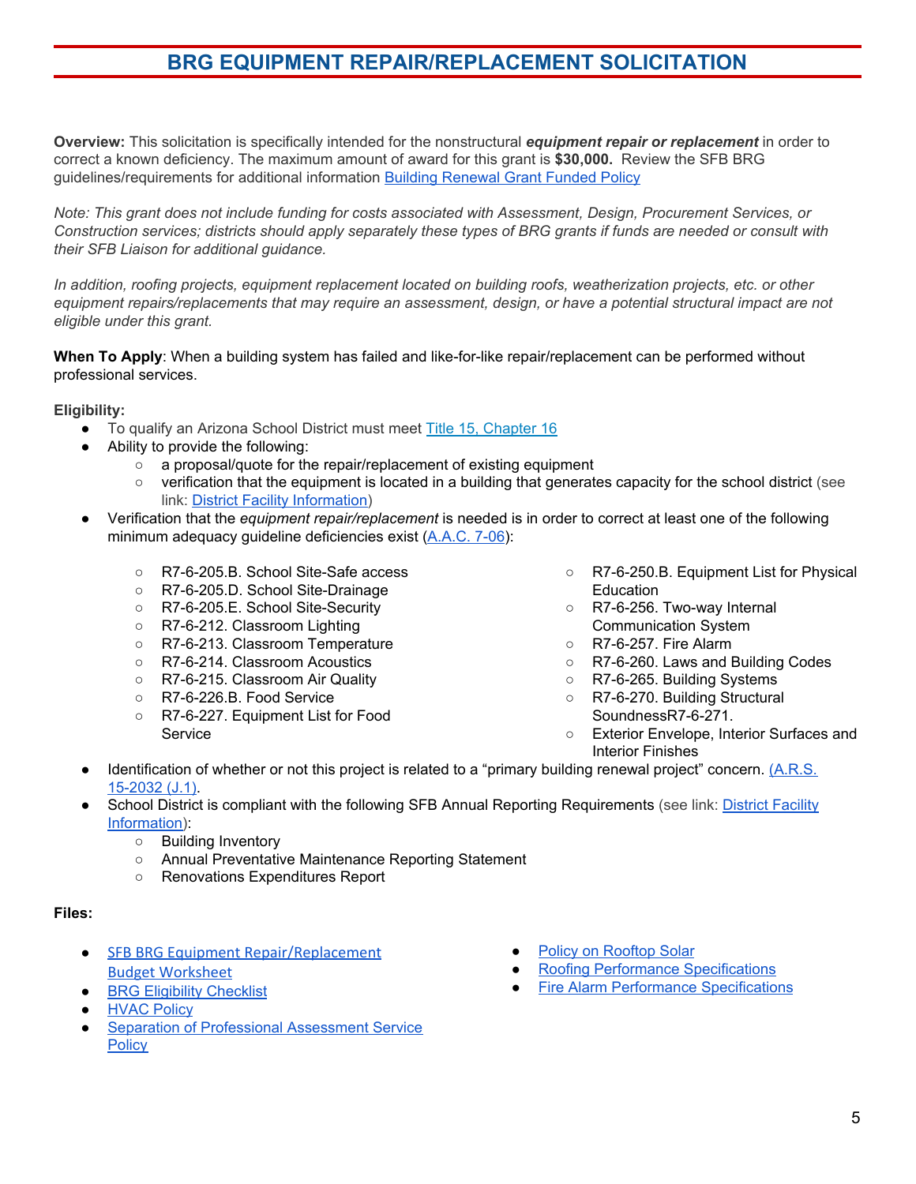# BRG EQUIPMENT REPAIR/REPLACEMENT SOLICITATION

**Overview:** This solicitation is specifically intended for the nonstructural ***equipment repair or replacement*** in order to correct a known deficiency. The maximum amount of award for this grant is **$30,000.** Review the SFB BRG guidelines/requirements for additional information Building Renewal Grant Funded Policy

*Note: This grant does not include funding for costs associated with Assessment, Design, Procurement Services, or Construction services; districts should apply separately these types of BRG grants if funds are needed or consult with their SFB Liaison for additional guidance.*

*In addition, roofing projects, equipment replacement located on building roofs, weatherization projects, etc. or other equipment repairs/replacements that may require an assessment, design, or have a potential structural impact are not eligible under this grant.*

**When To Apply**: When a building system has failed and like-for-like repair/replacement can be performed without professional services.

**Eligibility:**

- To qualify an Arizona School District must meet Title 15, Chapter 16
- Ability to provide the following:
  - a proposal/quote for the repair/replacement of existing equipment
  - verification that the equipment is located in a building that generates capacity for the school district (see link: District Facility Information)
- Verification that the *equipment repair/replacement* is needed is in order to correct at least one of the following minimum adequacy guideline deficiencies exist (A.A.C. 7-06):
  - R7-6-205.B. School Site-Safe access
  - R7-6-205.D. School Site-Drainage
  - R7-6-205.E. School Site-Security
  - R7-6-212. Classroom Lighting
  - R7-6-213. Classroom Temperature
  - R7-6-214. Classroom Acoustics
  - R7-6-215. Classroom Air Quality
  - R7-6-226.B. Food Service
  - R7-6-227. Equipment List for Food Service
  - R7-6-250.B. Equipment List for Physical Education
  - R7-6-256. Two-way Internal Communication System
  - R7-6-257. Fire Alarm
  - R7-6-260. Laws and Building Codes
  - R7-6-265. Building Systems
  - R7-6-270. Building Structural SoundnessR7-6-271.
  - Exterior Envelope, Interior Surfaces and Interior Finishes
- Identification of whether or not this project is related to a "primary building renewal project" concern. (A.R.S. 15-2032 (J.1).
- School District is compliant with the following SFB Annual Reporting Requirements (see link: District Facility Information):
  - Building Inventory
  - Annual Preventative Maintenance Reporting Statement
  - Renovations Expenditures Report

**Files:**

- SFB BRG Equipment Repair/Replacement Budget Worksheet
- BRG Eligibility Checklist
- HVAC Policy
- Separation of Professional Assessment Service Policy
- Policy on Rooftop Solar
- Roofing Performance Specifications
- Fire Alarm Performance Specifications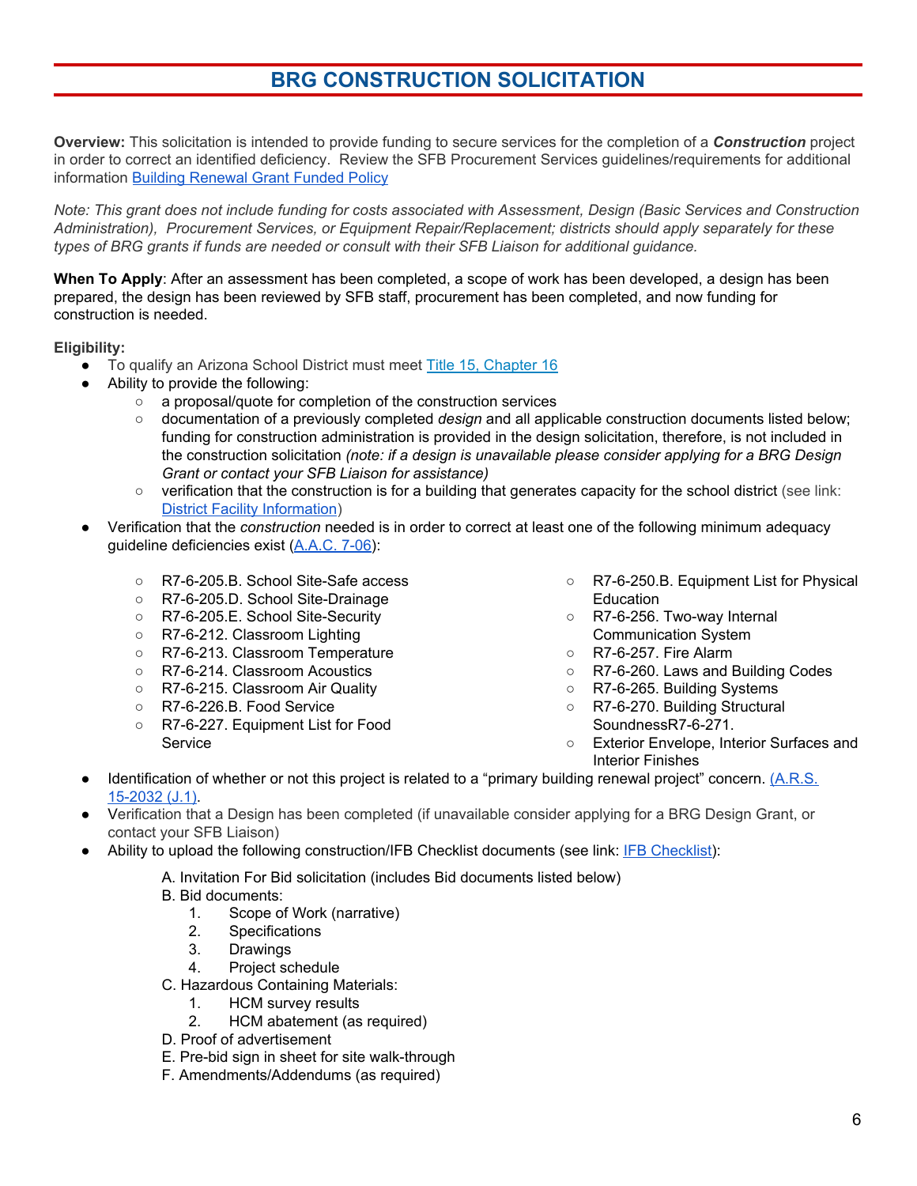# BRG CONSTRUCTION SOLICITATION

**Overview:** This solicitation is intended to provide funding to secure services for the completion of a ***Construction*** project in order to correct an identified deficiency. Review the SFB Procurement Services guidelines/requirements for additional information [Building Renewal Grant Funded Policy]

*Note: This grant does not include funding for costs associated with Assessment, Design (Basic Services and Construction Administration), Procurement Services, or Equipment Repair/Replacement; districts should apply separately for these types of BRG grants if funds are needed or consult with their SFB Liaison for additional guidance.*

**When To Apply**: After an assessment has been completed, a scope of work has been developed, a design has been prepared, the design has been reviewed by SFB staff, procurement has been completed, and now funding for construction is needed.

**Eligibility:**

- To qualify an Arizona School District must meet [Title 15, Chapter 16]
- Ability to provide the following:
  - a proposal/quote for completion of the construction services
  - documentation of a previously completed *design* and all applicable construction documents listed below; funding for construction administration is provided in the design solicitation, therefore, is not included in the construction solicitation *(note: if a design is unavailable please consider applying for a BRG Design Grant or contact your SFB Liaison for assistance)*
  - verification that the construction is for a building that generates capacity for the school district (see link: [District Facility Information])
- Verification that the *construction* needed is in order to correct at least one of the following minimum adequacy guideline deficiencies exist ([A.A.C. 7-06]):
  - R7-6-205.B. School Site-Safe access
  - R7-6-205.D. School Site-Drainage
  - R7-6-205.E. School Site-Security
  - R7-6-212. Classroom Lighting
  - R7-6-213. Classroom Temperature
  - R7-6-214. Classroom Acoustics
  - R7-6-215. Classroom Air Quality
  - R7-6-226.B. Food Service
  - R7-6-227. Equipment List for Food Service
  - R7-6-250.B. Equipment List for Physical Education
  - R7-6-256. Two-way Internal Communication System
  - R7-6-257. Fire Alarm
  - R7-6-260. Laws and Building Codes
  - R7-6-265. Building Systems
  - R7-6-270. Building Structural SoundnessR7-6-271.
  - Exterior Envelope, Interior Surfaces and Interior Finishes
- Identification of whether or not this project is related to a "primary building renewal project" concern. [(A.R.S. 15-2032 (J.1)].
- Verification that a Design has been completed (if unavailable consider applying for a BRG Design Grant, or contact your SFB Liaison)
- Ability to upload the following construction/IFB Checklist documents (see link: [IFB Checklist]):

  A. Invitation For Bid solicitation (includes Bid documents listed below)

  B. Bid documents:
  1. Scope of Work (narrative)
  2. Specifications
  3. Drawings
  4. Project schedule

  C. Hazardous Containing Materials:
  1. HCM survey results
  2. HCM abatement (as required)

  D. Proof of advertisement

  E. Pre-bid sign in sheet for site walk-through

  F. Amendments/Addendums (as required)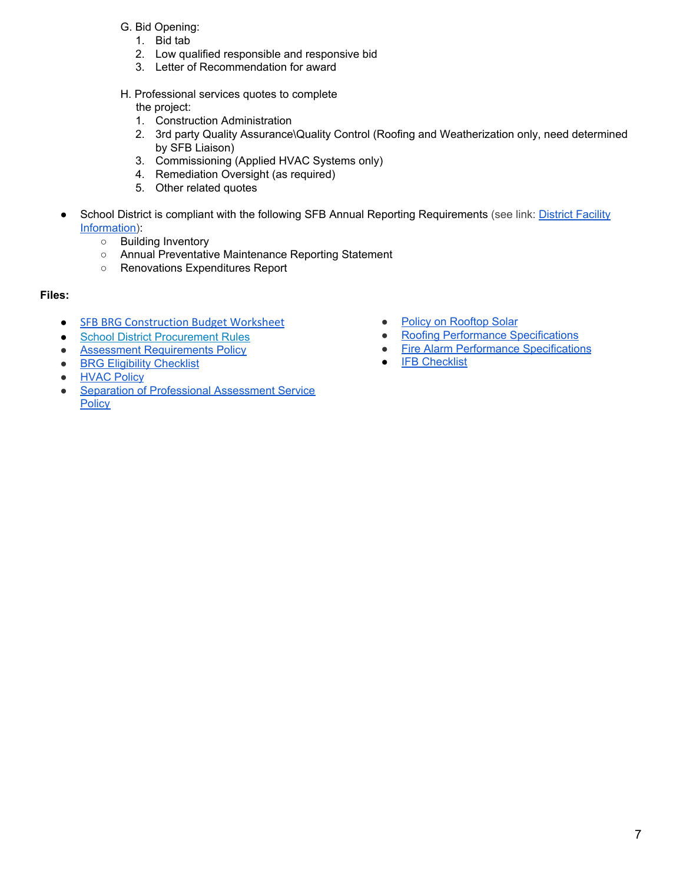G. Bid Opening:
1. Bid tab
2. Low qualified responsible and responsive bid
3. Letter of Recommendation for award

H. Professional services quotes to complete the project:
1. Construction Administration
2. 3rd party Quality Assurance\Quality Control (Roofing and Weatherization only, need determined by SFB Liaison)
3. Commissioning (Applied HVAC Systems only)
4. Remediation Oversight (as required)
5. Other related quotes

- School District is compliant with the following SFB Annual Reporting Requirements (see link: District Facility Information):
  - Building Inventory
  - Annual Preventative Maintenance Reporting Statement
  - Renovations Expenditures Report

**Files:**

- SFB BRG Construction Budget Worksheet
- School District Procurement Rules
- Assessment Requirements Policy
- BRG Eligibility Checklist
- HVAC Policy
- Separation of Professional Assessment Service Policy
- Policy on Rooftop Solar
- Roofing Performance Specifications
- Fire Alarm Performance Specifications
- IFB Checklist